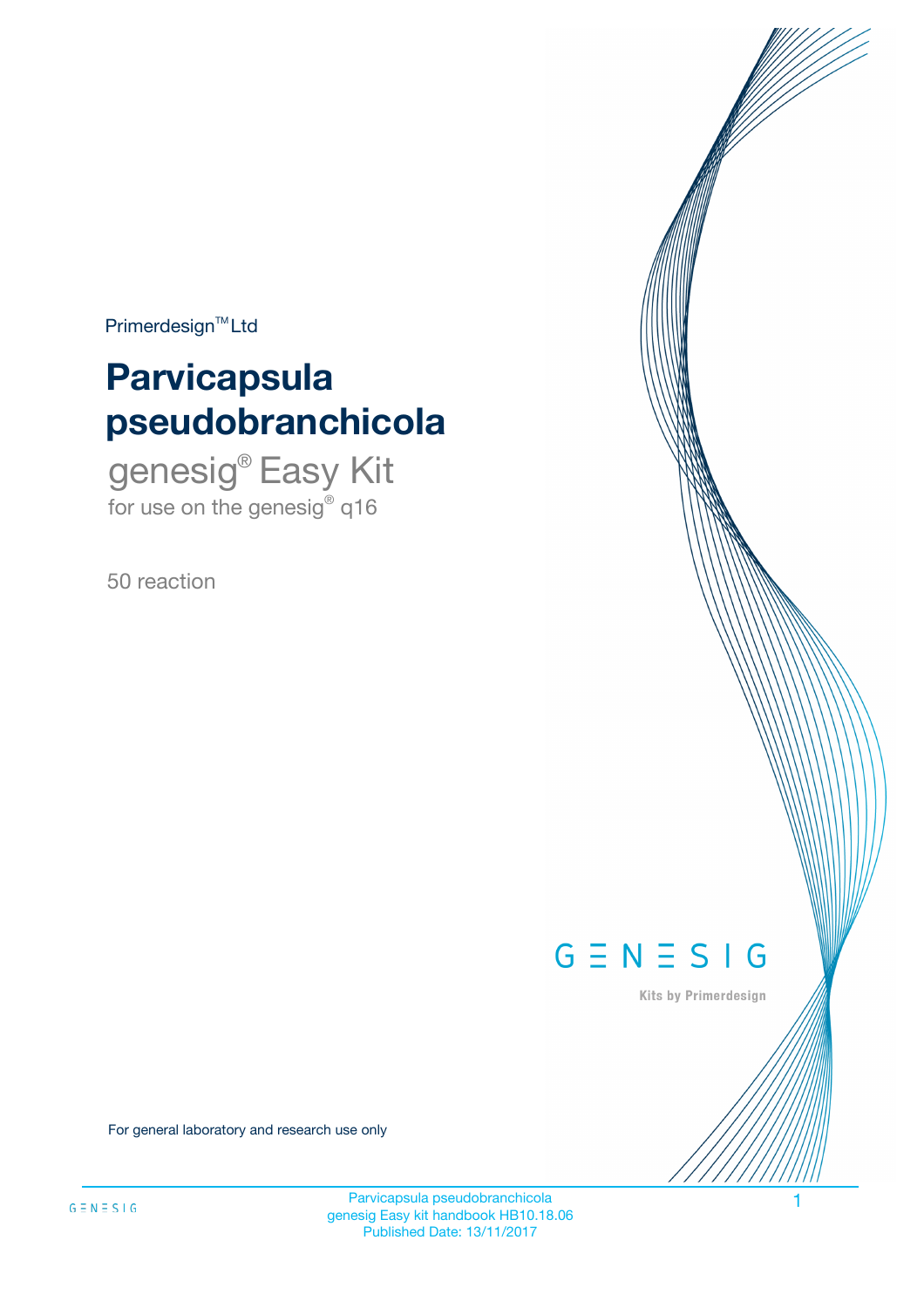Primerdesign™ Ltd

# Parvicapsula pseudobranchicola

## genesig® Easy Kit

for use on the genesig® q16

50 reaction

GENESIG

Kits by Primerdesign

For general laboratory and research use only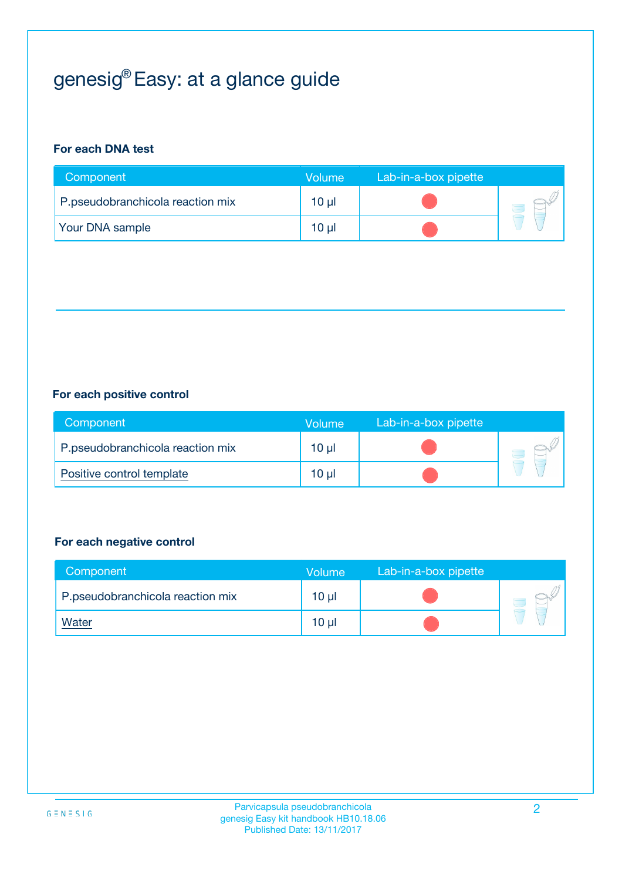# genesig® Easy: at a glance guide

**For each DNA test**

| Component | Volume | Lab-in-a-box pipette |
| --- | --- | --- |
| P.pseudobranchicola reaction mix | 10 µl | |
| Your DNA sample | 10 µl | |

**For each positive control**

| Component | Volume | Lab-in-a-box pipette |
| --- | --- | --- |
| P.pseudobranchicola reaction mix | 10 µl | |
| Positive control template | 10 µl | |

**For each negative control**

| Component | Volume | Lab-in-a-box pipette |
| --- | --- | --- |
| P.pseudobranchicola reaction mix | 10 µl | |
| Water | 10 µl | |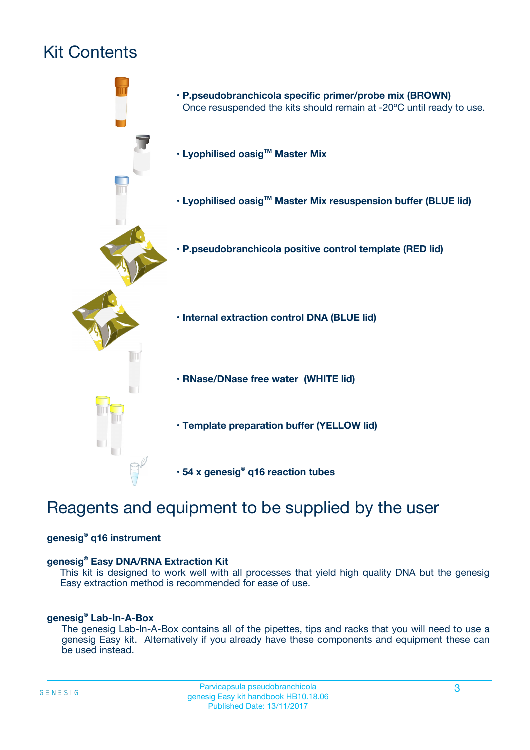# Kit Contents

- **P.pseudobranchicola specific primer/probe mix (BROWN)**
  Once resuspended the kits should remain at -20ºC until ready to use.
- **Lyophilised oasig™ Master Mix**
- **Lyophilised oasig™ Master Mix resuspension buffer (BLUE lid)**
- **P.pseudobranchicola positive control template (RED lid)**
- **Internal extraction control DNA (BLUE lid)**
- **RNase/DNase free water (WHITE lid)**
- **Template preparation buffer (YELLOW lid)**
- **54 x genesig® q16 reaction tubes**

# Reagents and equipment to be supplied by the user

**genesig® q16 instrument**

**genesig® Easy DNA/RNA Extraction Kit**
This kit is designed to work well with all processes that yield high quality DNA but the genesig Easy extraction method is recommended for ease of use.

**genesig® Lab-In-A-Box**
The genesig Lab-In-A-Box contains all of the pipettes, tips and racks that you will need to use a genesig Easy kit. Alternatively if you already have these components and equipment these can be used instead.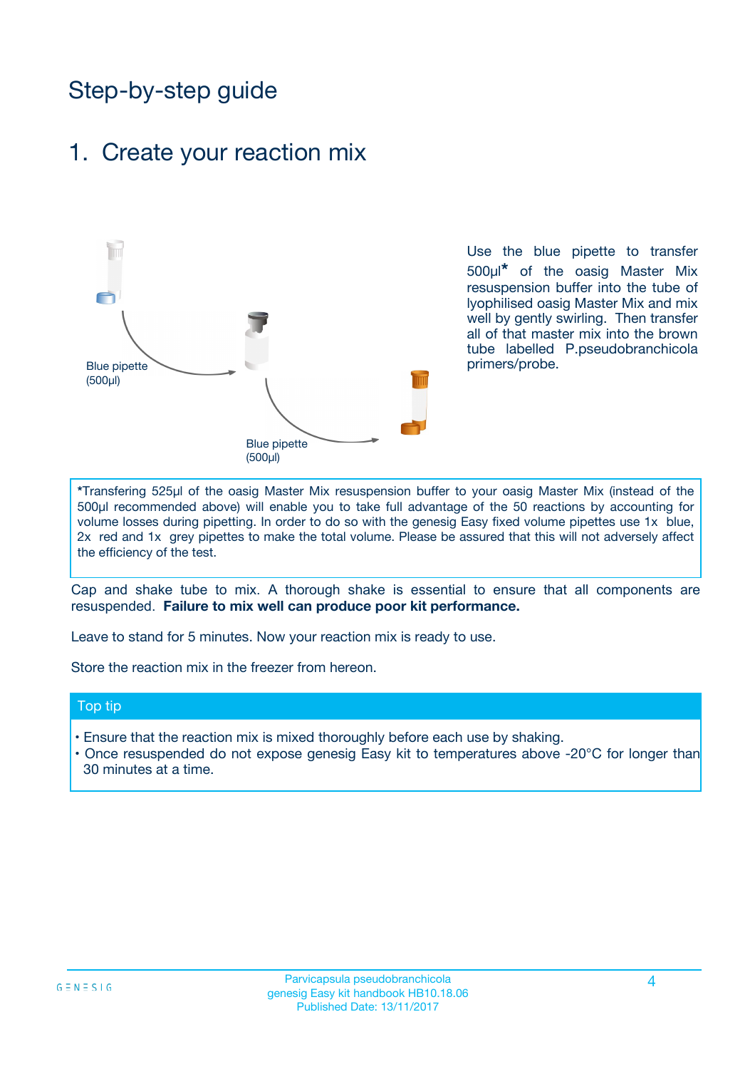# Step-by-step guide

## 1. Create your reaction mix

Blue pipette (500µl)

Blue pipette (500µl)

Use the blue pipette to transfer 500µl* of the oasig Master Mix resuspension buffer into the tube of lyophilised oasig Master Mix and mix well by gently swirling. Then transfer all of that master mix into the brown tube labelled P.pseudobranchicola primers/probe.

*Transfering 525µl of the oasig Master Mix resuspension buffer to your oasig Master Mix (instead of the 500µl recommended above) will enable you to take full advantage of the 50 reactions by accounting for volume losses during pipetting. In order to do so with the genesig Easy fixed volume pipettes use 1x blue, 2x red and 1x grey pipettes to make the total volume. Please be assured that this will not adversely affect the efficiency of the test.

Cap and shake tube to mix. A thorough shake is essential to ensure that all components are resuspended. **Failure to mix well can produce poor kit performance.**

Leave to stand for 5 minutes. Now your reaction mix is ready to use.

Store the reaction mix in the freezer from hereon.

### Top tip

- Ensure that the reaction mix is mixed thoroughly before each use by shaking.
- Once resuspended do not expose genesig Easy kit to temperatures above -20°C for longer than 30 minutes at a time.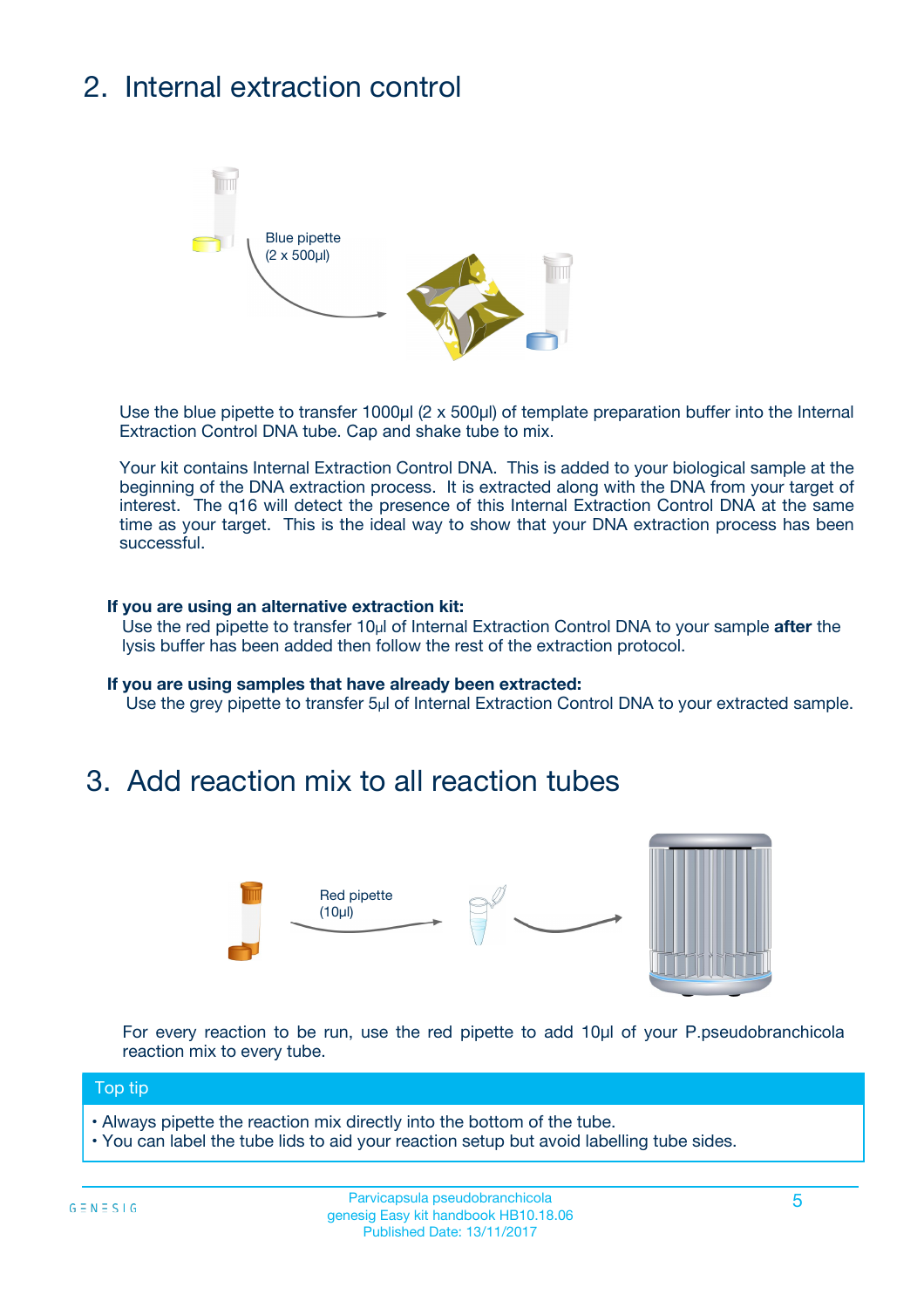## 2. Internal extraction control

Blue pipette
(2 x 500µl)

Use the blue pipette to transfer 1000µl (2 x 500µl) of template preparation buffer into the Internal Extraction Control DNA tube. Cap and shake tube to mix.

Your kit contains Internal Extraction Control DNA. This is added to your biological sample at the beginning of the DNA extraction process. It is extracted along with the DNA from your target of interest. The q16 will detect the presence of this Internal Extraction Control DNA at the same time as your target. This is the ideal way to show that your DNA extraction process has been successful.

**If you are using an alternative extraction kit:**
Use the red pipette to transfer 10µl of Internal Extraction Control DNA to your sample **after** the lysis buffer has been added then follow the rest of the extraction protocol.

**If you are using samples that have already been extracted:**
Use the grey pipette to transfer 5µl of Internal Extraction Control DNA to your extracted sample.

## 3. Add reaction mix to all reaction tubes

Red pipette
(10µl)

For every reaction to be run, use the red pipette to add 10µl of your P.pseudobranchicola reaction mix to every tube.

**Top tip**

- Always pipette the reaction mix directly into the bottom of the tube.
- You can label the tube lids to aid your reaction setup but avoid labelling tube sides.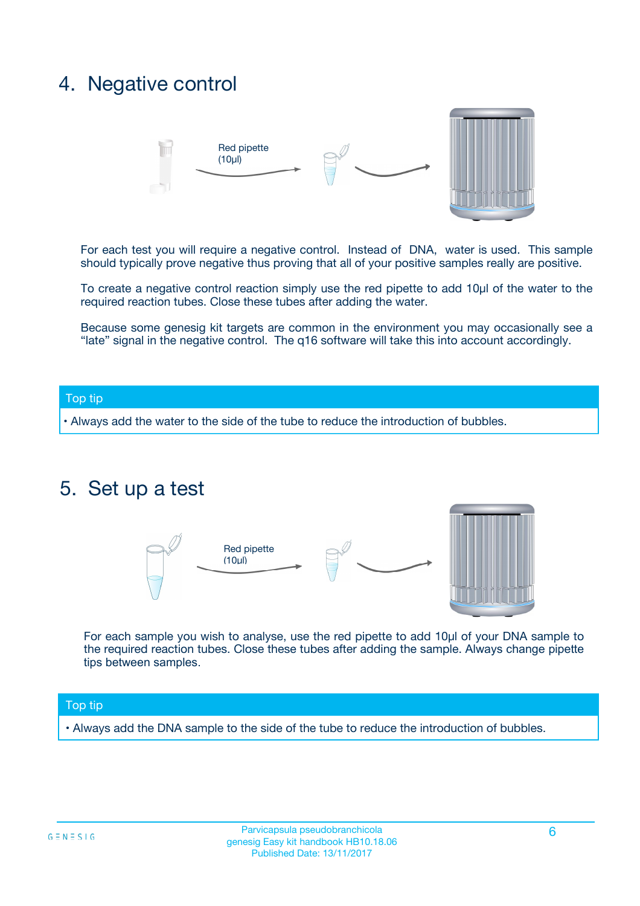## 4. Negative control

Red pipette (10µl)

For each test you will require a negative control. Instead of DNA, water is used. This sample should typically prove negative thus proving that all of your positive samples really are positive.

To create a negative control reaction simply use the red pipette to add 10µl of the water to the required reaction tubes. Close these tubes after adding the water.

Because some genesig kit targets are common in the environment you may occasionally see a "late" signal in the negative control. The q16 software will take this into account accordingly.

**Top tip**

- Always add the water to the side of the tube to reduce the introduction of bubbles.

## 5. Set up a test

Red pipette (10µl)

For each sample you wish to analyse, use the red pipette to add 10µl of your DNA sample to the required reaction tubes. Close these tubes after adding the sample. Always change pipette tips between samples.

**Top tip**

- Always add the DNA sample to the side of the tube to reduce the introduction of bubbles.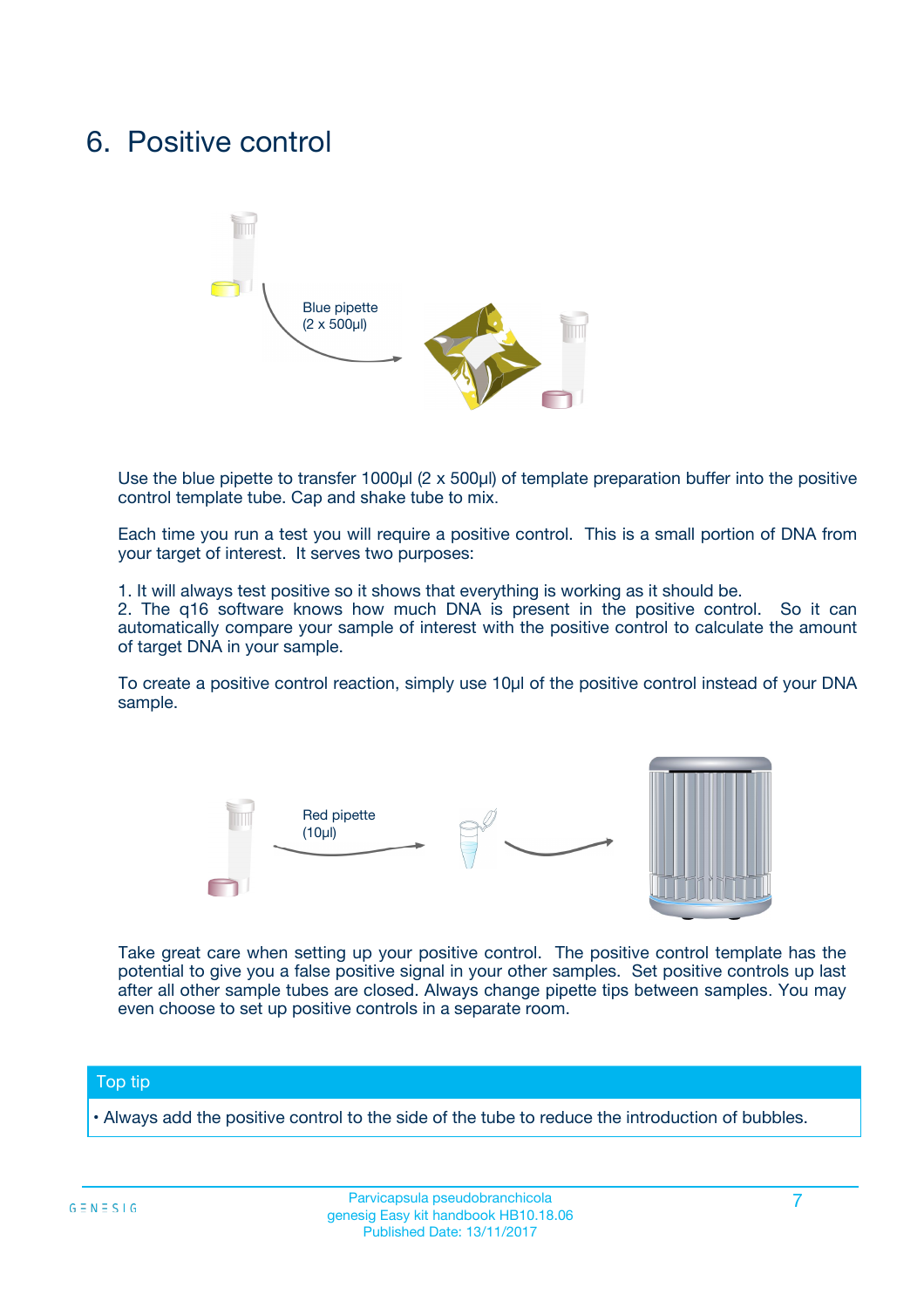# 6. Positive control

Blue pipette
(2 x 500µl)

Use the blue pipette to transfer 1000µl (2 x 500µl) of template preparation buffer into the positive control template tube. Cap and shake tube to mix.

Each time you run a test you will require a positive control. This is a small portion of DNA from your target of interest. It serves two purposes:

1. It will always test positive so it shows that everything is working as it should be.
2. The q16 software knows how much DNA is present in the positive control. So it can automatically compare your sample of interest with the positive control to calculate the amount of target DNA in your sample.

To create a positive control reaction, simply use 10µl of the positive control instead of your DNA sample.

Red pipette
(10µl)

Take great care when setting up your positive control. The positive control template has the potential to give you a false positive signal in your other samples. Set positive controls up last after all other sample tubes are closed. Always change pipette tips between samples. You may even choose to set up positive controls in a separate room.

## Top tip

- Always add the positive control to the side of the tube to reduce the introduction of bubbles.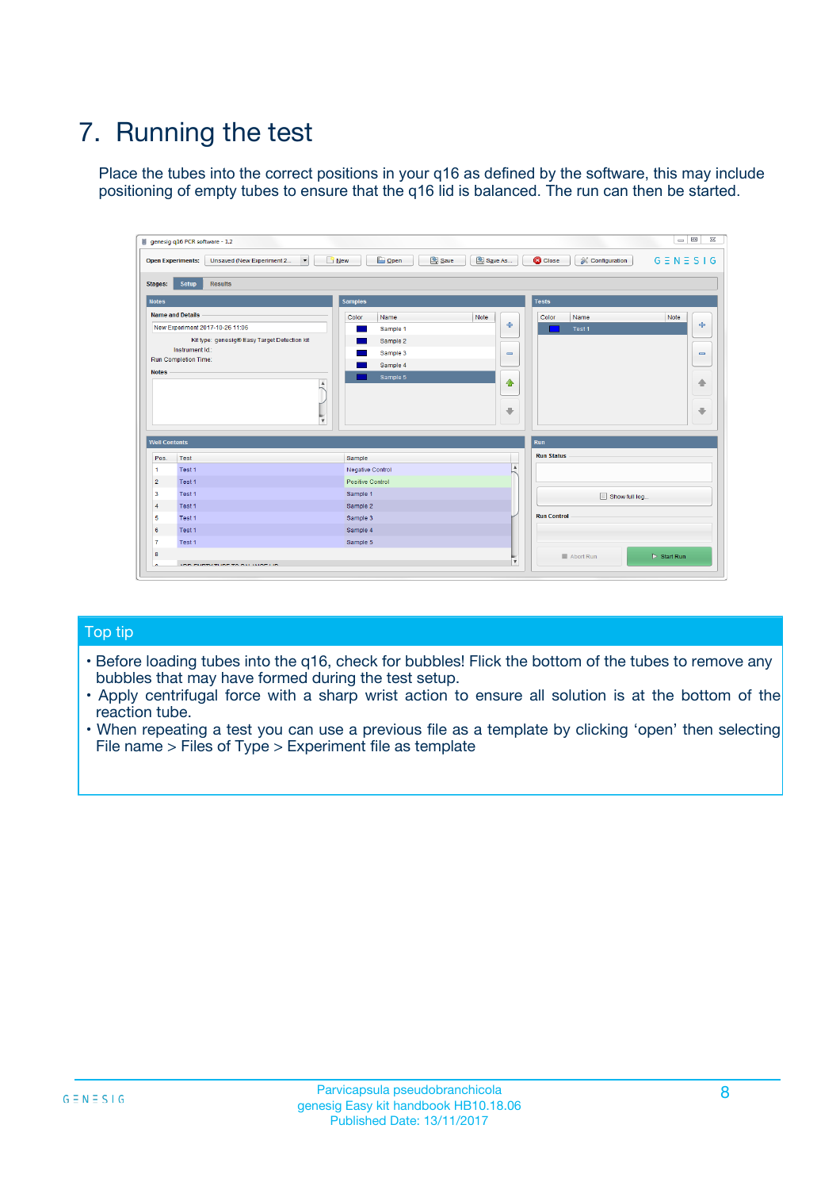# 7. Running the test

Place the tubes into the correct positions in your q16 as defined by the software, this may include positioning of empty tubes to ensure that the q16 lid is balanced. The run can then be started.

## Top tip

- Before loading tubes into the q16, check for bubbles! Flick the bottom of the tubes to remove any bubbles that may have formed during the test setup.
- Apply centrifugal force with a sharp wrist action to ensure all solution is at the bottom of the reaction tube.
- When repeating a test you can use a previous file as a template by clicking 'open' then selecting File name > Files of Type > Experiment file as template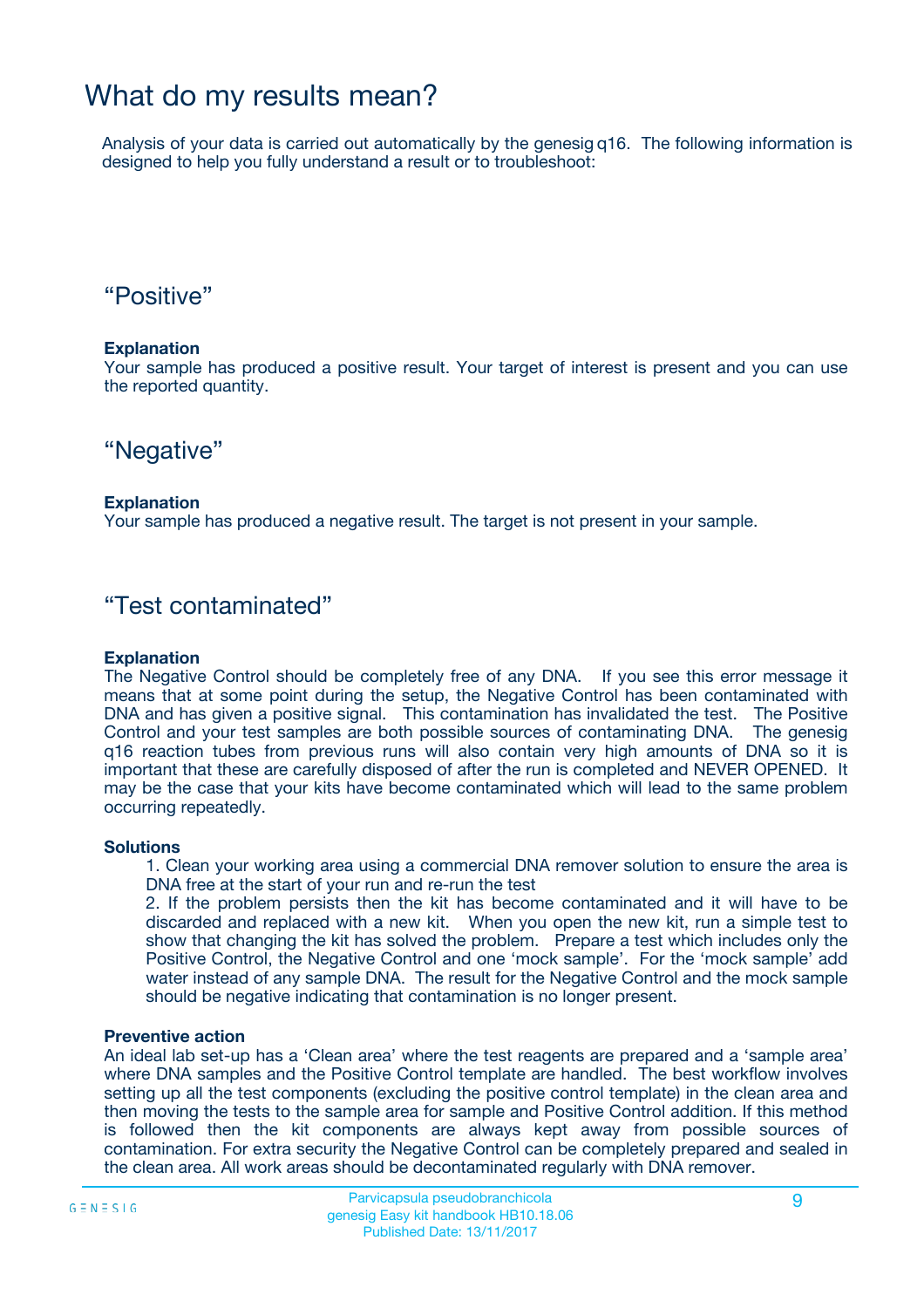# What do my results mean?

Analysis of your data is carried out automatically by the genesig q16. The following information is designed to help you fully understand a result or to troubleshoot:

## "Positive"

**Explanation**

Your sample has produced a positive result. Your target of interest is present and you can use the reported quantity.

## "Negative"

**Explanation**

Your sample has produced a negative result. The target is not present in your sample.

## "Test contaminated"

**Explanation**

The Negative Control should be completely free of any DNA. If you see this error message it means that at some point during the setup, the Negative Control has been contaminated with DNA and has given a positive signal. This contamination has invalidated the test. The Positive Control and your test samples are both possible sources of contaminating DNA. The genesig q16 reaction tubes from previous runs will also contain very high amounts of DNA so it is important that these are carefully disposed of after the run is completed and NEVER OPENED. It may be the case that your kits have become contaminated which will lead to the same problem occurring repeatedly.

**Solutions**

1. Clean your working area using a commercial DNA remover solution to ensure the area is DNA free at the start of your run and re-run the test
2. If the problem persists then the kit has become contaminated and it will have to be discarded and replaced with a new kit. When you open the new kit, run a simple test to show that changing the kit has solved the problem. Prepare a test which includes only the Positive Control, the Negative Control and one 'mock sample'. For the 'mock sample' add water instead of any sample DNA. The result for the Negative Control and the mock sample should be negative indicating that contamination is no longer present.

**Preventive action**

An ideal lab set-up has a 'Clean area' where the test reagents are prepared and a 'sample area' where DNA samples and the Positive Control template are handled. The best workflow involves setting up all the test components (excluding the positive control template) in the clean area and then moving the tests to the sample area for sample and Positive Control addition. If this method is followed then the kit components are always kept away from possible sources of contamination. For extra security the Negative Control can be completely prepared and sealed in the clean area. All work areas should be decontaminated regularly with DNA remover.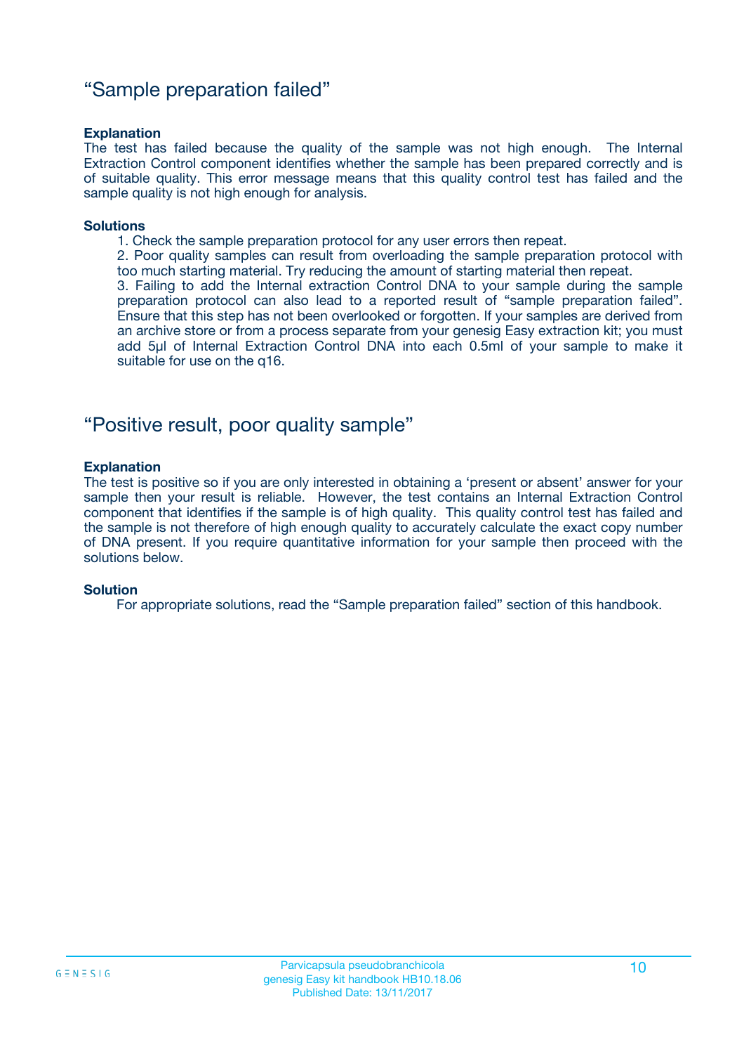## “Sample preparation failed”

**Explanation**

The test has failed because the quality of the sample was not high enough. The Internal Extraction Control component identifies whether the sample has been prepared correctly and is of suitable quality. This error message means that this quality control test has failed and the sample quality is not high enough for analysis.

**Solutions**

1. Check the sample preparation protocol for any user errors then repeat.
2. Poor quality samples can result from overloading the sample preparation protocol with too much starting material. Try reducing the amount of starting material then repeat.
3. Failing to add the Internal extraction Control DNA to your sample during the sample preparation protocol can also lead to a reported result of “sample preparation failed”. Ensure that this step has not been overlooked or forgotten. If your samples are derived from an archive store or from a process separate from your genesig Easy extraction kit; you must add 5µl of Internal Extraction Control DNA into each 0.5ml of your sample to make it suitable for use on the q16.

## “Positive result, poor quality sample”

**Explanation**

The test is positive so if you are only interested in obtaining a ‘present or absent’ answer for your sample then your result is reliable. However, the test contains an Internal Extraction Control component that identifies if the sample is of high quality. This quality control test has failed and the sample is not therefore of high enough quality to accurately calculate the exact copy number of DNA present. If you require quantitative information for your sample then proceed with the solutions below.

**Solution**

For appropriate solutions, read the “Sample preparation failed” section of this handbook.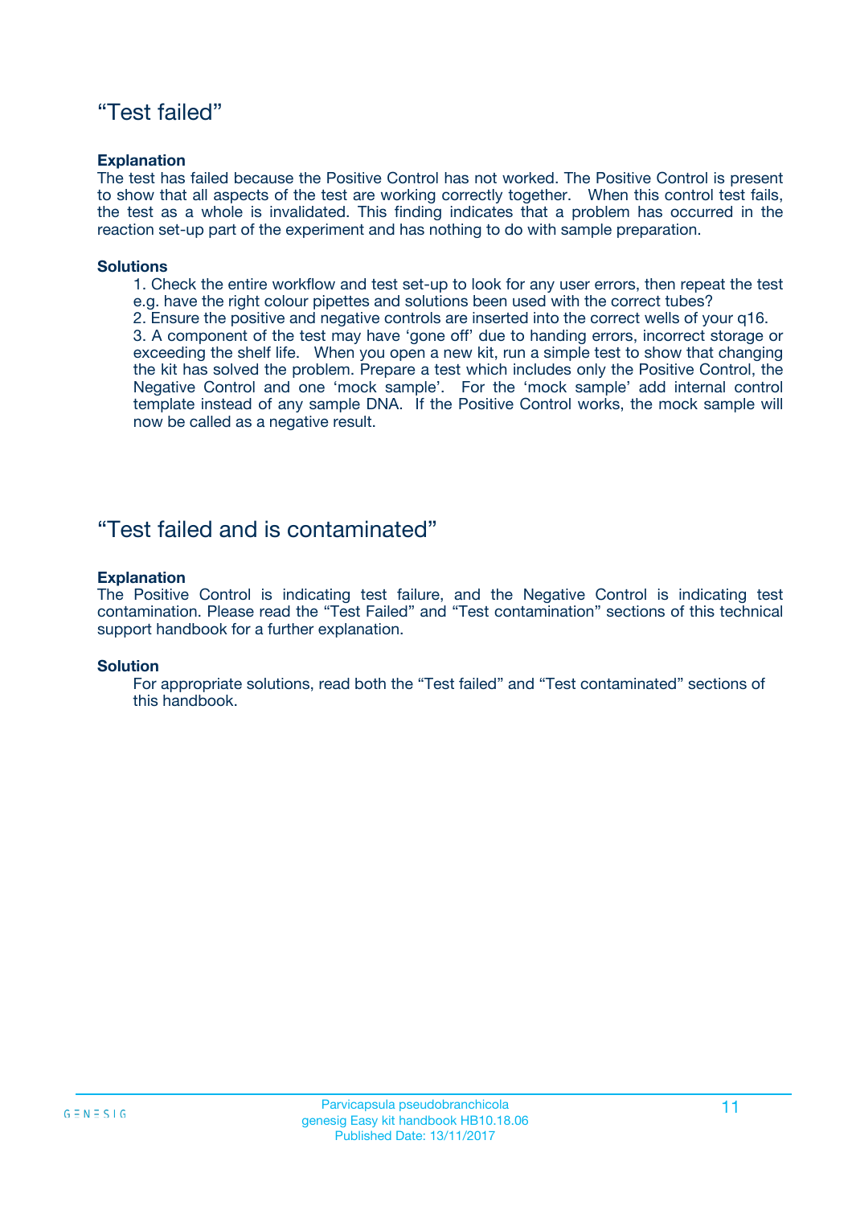## “Test failed”

**Explanation**

The test has failed because the Positive Control has not worked. The Positive Control is present to show that all aspects of the test are working correctly together. When this control test fails, the test as a whole is invalidated. This finding indicates that a problem has occurred in the reaction set-up part of the experiment and has nothing to do with sample preparation.

**Solutions**

1. Check the entire workflow and test set-up to look for any user errors, then repeat the test e.g. have the right colour pipettes and solutions been used with the correct tubes?
2. Ensure the positive and negative controls are inserted into the correct wells of your q16.
3. A component of the test may have ‘gone off’ due to handing errors, incorrect storage or exceeding the shelf life. When you open a new kit, run a simple test to show that changing the kit has solved the problem. Prepare a test which includes only the Positive Control, the Negative Control and one ‘mock sample’. For the ‘mock sample’ add internal control template instead of any sample DNA. If the Positive Control works, the mock sample will now be called as a negative result.

## “Test failed and is contaminated”

**Explanation**

The Positive Control is indicating test failure, and the Negative Control is indicating test contamination. Please read the “Test Failed” and “Test contamination” sections of this technical support handbook for a further explanation.

**Solution**

For appropriate solutions, read both the “Test failed” and “Test contaminated” sections of this handbook.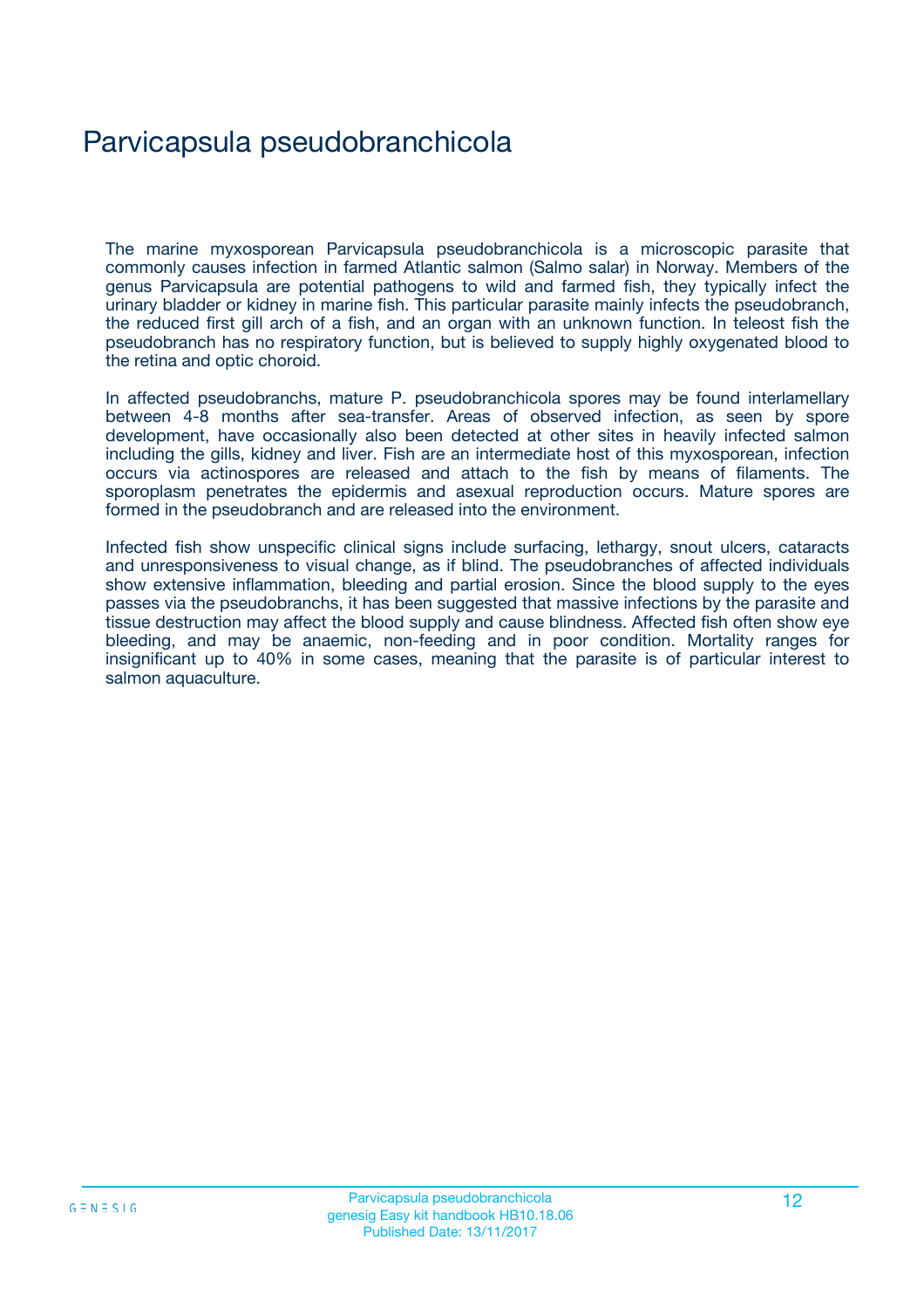# Parvicapsula pseudobranchicola

The marine myxosporean Parvicapsula pseudobranchicola is a microscopic parasite that commonly causes infection in farmed Atlantic salmon (Salmo salar) in Norway. Members of the genus Parvicapsula are potential pathogens to wild and farmed fish, they typically infect the urinary bladder or kidney in marine fish. This particular parasite mainly infects the pseudobranch, the reduced first gill arch of a fish, and an organ with an unknown function. In teleost fish the pseudobranch has no respiratory function, but is believed to supply highly oxygenated blood to the retina and optic choroid.

In affected pseudobranchs, mature P. pseudobranchicola spores may be found interlamellary between 4-8 months after sea-transfer. Areas of observed infection, as seen by spore development, have occasionally also been detected at other sites in heavily infected salmon including the gills, kidney and liver. Fish are an intermediate host of this myxosporean, infection occurs via actinospores are released and attach to the fish by means of filaments. The sporoplasm penetrates the epidermis and asexual reproduction occurs. Mature spores are formed in the pseudobranch and are released into the environment.

Infected fish show unspecific clinical signs include surfacing, lethargy, snout ulcers, cataracts and unresponsiveness to visual change, as if blind. The pseudobranches of affected individuals show extensive inflammation, bleeding and partial erosion. Since the blood supply to the eyes passes via the pseudobranchs, it has been suggested that massive infections by the parasite and tissue destruction may affect the blood supply and cause blindness. Affected fish often show eye bleeding, and may be anaemic, non-feeding and in poor condition. Mortality ranges for insignificant up to 40% in some cases, meaning that the parasite is of particular interest to salmon aquaculture.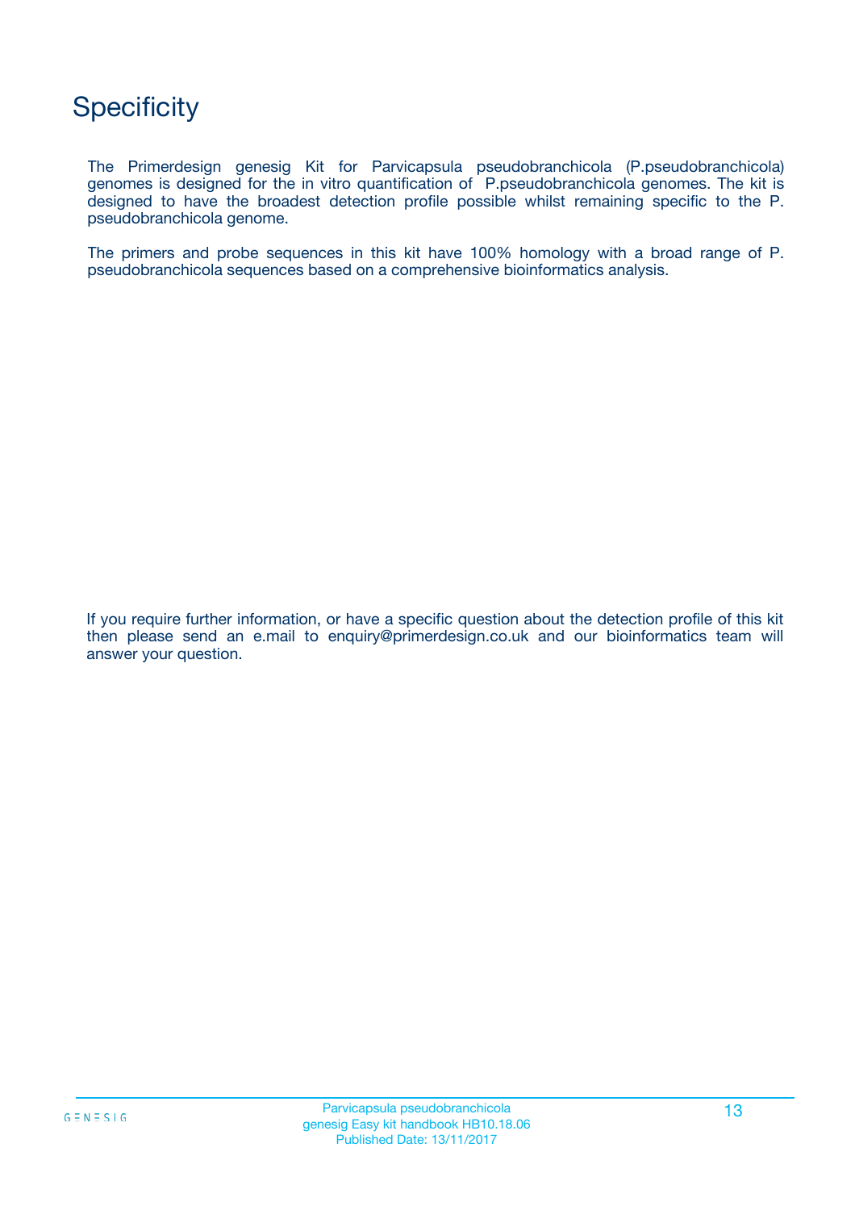# Specificity

The Primerdesign genesig Kit for Parvicapsula pseudobranchicola (P.pseudobranchicola) genomes is designed for the in vitro quantification of P.pseudobranchicola genomes. The kit is designed to have the broadest detection profile possible whilst remaining specific to the P. pseudobranchicola genome.

The primers and probe sequences in this kit have 100% homology with a broad range of P. pseudobranchicola sequences based on a comprehensive bioinformatics analysis.

If you require further information, or have a specific question about the detection profile of this kit then please send an e.mail to enquiry@primerdesign.co.uk and our bioinformatics team will answer your question.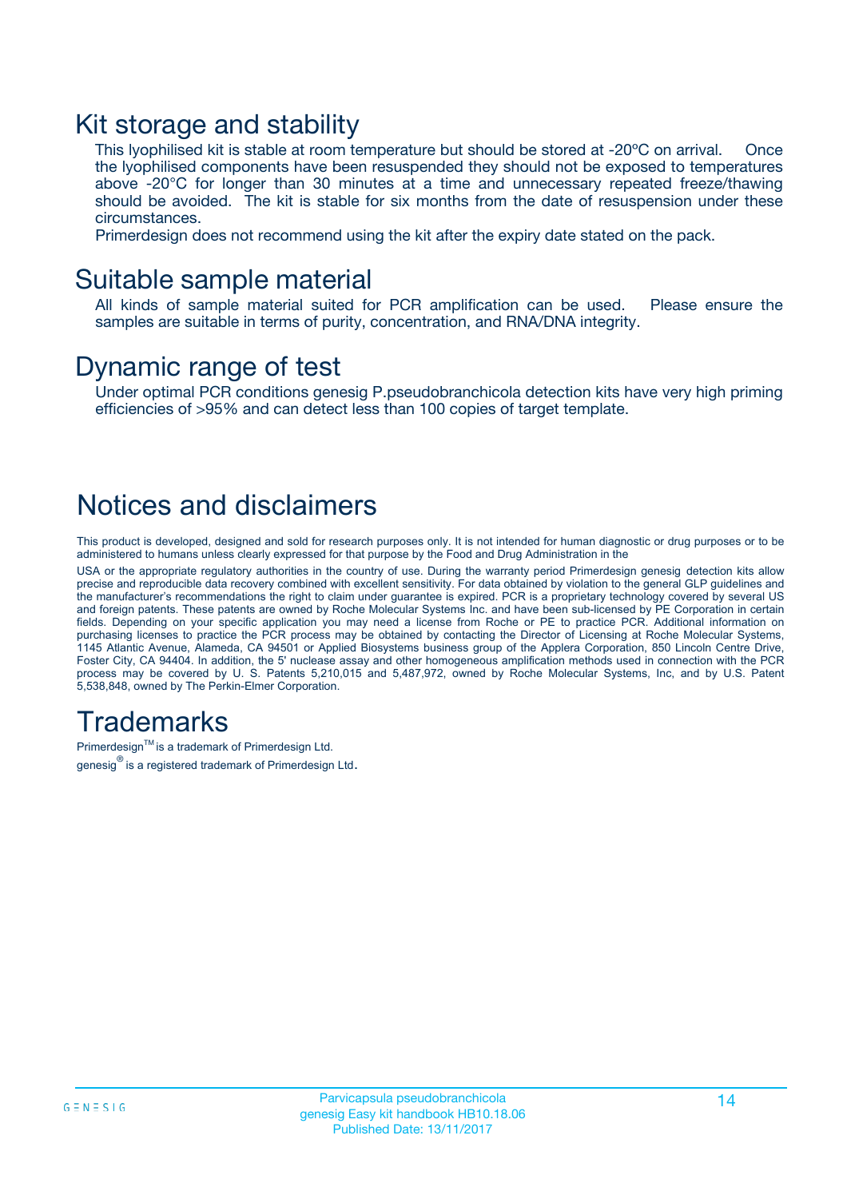## Kit storage and stability

This lyophilised kit is stable at room temperature but should be stored at -20ºC on arrival. Once the lyophilised components have been resuspended they should not be exposed to temperatures above -20°C for longer than 30 minutes at a time and unnecessary repeated freeze/thawing should be avoided. The kit is stable for six months from the date of resuspension under these circumstances.

Primerdesign does not recommend using the kit after the expiry date stated on the pack.

## Suitable sample material

All kinds of sample material suited for PCR amplification can be used. Please ensure the samples are suitable in terms of purity, concentration, and RNA/DNA integrity.

## Dynamic range of test

Under optimal PCR conditions genesig P.pseudobranchicola detection kits have very high priming efficiencies of >95% and can detect less than 100 copies of target template.

# Notices and disclaimers

This product is developed, designed and sold for research purposes only. It is not intended for human diagnostic or drug purposes or to be administered to humans unless clearly expressed for that purpose by the Food and Drug Administration in the

USA or the appropriate regulatory authorities in the country of use. During the warranty period Primerdesign genesig detection kits allow precise and reproducible data recovery combined with excellent sensitivity. For data obtained by violation to the general GLP guidelines and the manufacturer's recommendations the right to claim under guarantee is expired. PCR is a proprietary technology covered by several US and foreign patents. These patents are owned by Roche Molecular Systems Inc. and have been sub-licensed by PE Corporation in certain fields. Depending on your specific application you may need a license from Roche or PE to practice PCR. Additional information on purchasing licenses to practice the PCR process may be obtained by contacting the Director of Licensing at Roche Molecular Systems, 1145 Atlantic Avenue, Alameda, CA 94501 or Applied Biosystems business group of the Applera Corporation, 850 Lincoln Centre Drive, Foster City, CA 94404. In addition, the 5' nuclease assay and other homogeneous amplification methods used in connection with the PCR process may be covered by U. S. Patents 5,210,015 and 5,487,972, owned by Roche Molecular Systems, Inc, and by U.S. Patent 5,538,848, owned by The Perkin-Elmer Corporation.

# Trademarks

Primerdesign™ is a trademark of Primerdesign Ltd.

genesig® is a registered trademark of Primerdesign Ltd.